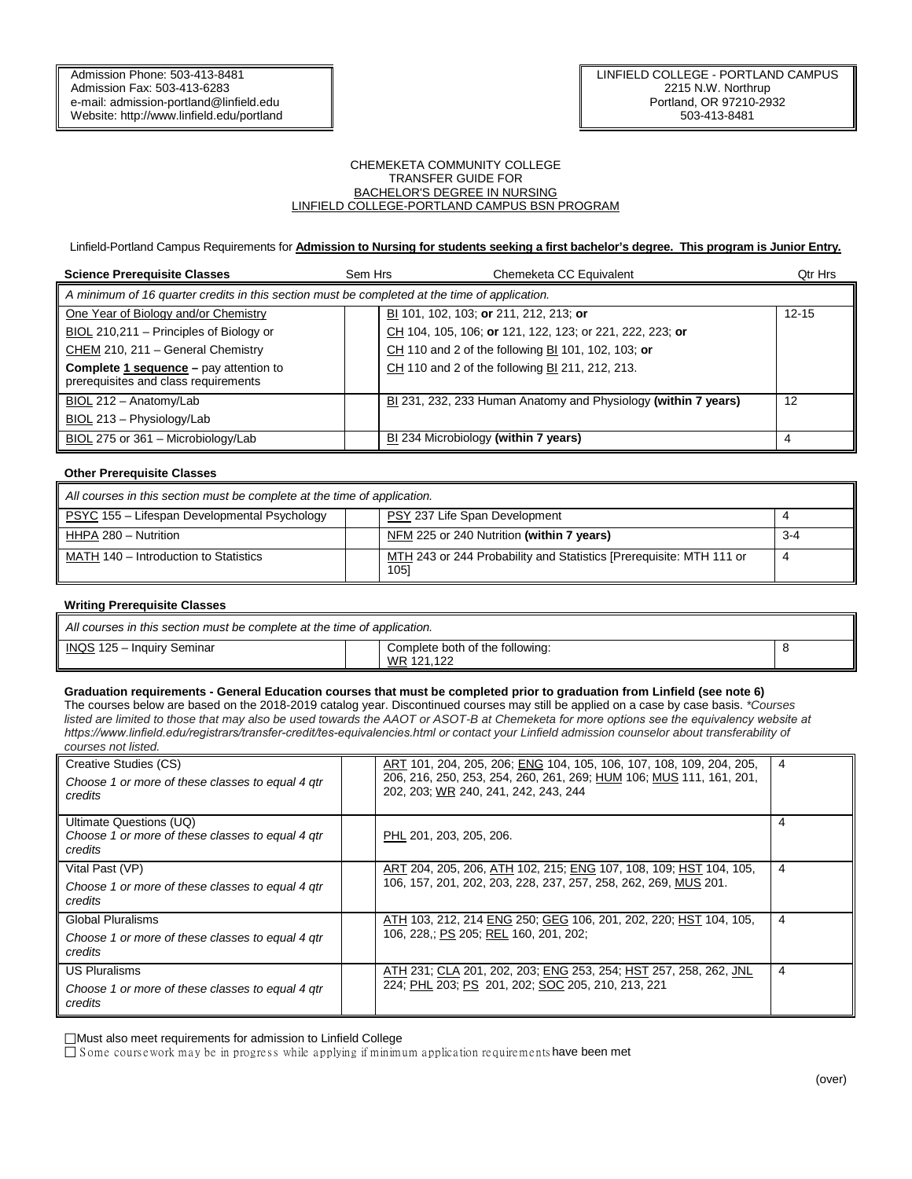Admission Phone: 503-413-8481
Admission Fax: 503-413-6283
e-mail: admission-portland@linfield.edu
Website: http://www.linfield.edu/portland

LINFIELD COLLEGE - PORTLAND CAMPUS
2215 N.W. Northrup
Portland, OR 97210-2932
503-413-8481

CHEMEKETA COMMUNITY COLLEGE
TRANSFER GUIDE FOR
BACHELOR'S DEGREE IN NURSING
LINFIELD COLLEGE-PORTLAND CAMPUS BSN PROGRAM

Linfield-Portland Campus Requirements for **Admission to Nursing for students seeking a first bachelor's degree. This program is Junior Entry.**

| Science Prerequisite Classes | Sem Hrs | Chemeketa CC Equivalent | Qtr Hrs |
|---|---|---|---|
| *A minimum of 16 quarter credits in this section must be completed at the time of application.* | | | |
| One Year of Biology and/or Chemistry | | BI 101, 102, 103; **or** 211, 212, 213; **or** | 12-15 |
| BIOL 210,211 – Principles of Biology or | | CH 104, 105, 106; **or** 121, 122, 123; or 221, 222, 223; **or** | |
| CHEM 210, 211 – General Chemistry | | CH 110 and 2 of the following BI 101, 102, 103; **or** | |
| **Complete 1 sequence –** pay attention to prerequisites and class requirements | | CH 110 and 2 of the following BI 211, 212, 213. | |
| BIOL 212 – Anatomy/Lab | | BI 231, 232, 233 Human Anatomy and Physiology **(within 7 years)** | 12 |
| BIOL 213 – Physiology/Lab | | | |
| BIOL 275 or 361 – Microbiology/Lab | | BI 234 Microbiology **(within 7 years)** | 4 |

**Other Prerequisite Classes**

| *All courses in this section must be complete at the time of application.* | | | |
|---|---|---|---|
| PSYC 155 – Lifespan Developmental Psychology | | PSY 237 Life Span Development | 4 |
| HHPA 280 – Nutrition | | NFM 225 or 240 Nutrition **(within 7 years)** | 3-4 |
| MATH 140 – Introduction to Statistics | | MTH 243 or 244 Probability and Statistics [Prerequisite: MTH 111 or 105] | 4 |

**Writing Prerequisite Classes**

| *All courses in this section must be complete at the time of application.* | | | |
|---|---|---|---|
| INQS 125 – Inquiry Seminar | | Complete both of the following: WR 121,122 | 8 |

**Graduation requirements - General Education courses that must be completed prior to graduation from Linfield (see note 6)**
The courses below are based on the 2018-2019 catalog year. Discontinued courses may still be applied on a case by case basis. *\*Courses listed are limited to those that may also be used towards the AAOT or ASOT-B at Chemeketa for more options see the equivalency website at https://www.linfield.edu/registrars/transfer-credit/tes-equivalencies.html or contact your Linfield admission counselor about transferability of courses not listed.*

| | | | |
|---|---|---|---|
| Creative Studies (CS) *Choose 1 or more of these classes to equal 4 qtr credits* | | ART 101, 204, 205, 206; ENG 104, 105, 106, 107, 108, 109, 204, 205, 206, 216, 250, 253, 254, 260, 261, 269; HUM 106; MUS 111, 161, 201, 202, 203; WR 240, 241, 242, 243, 244 | 4 |
| Ultimate Questions (UQ) *Choose 1 or more of these classes to equal 4 qtr credits* | | PHL 201, 203, 205, 206. | 4 |
| Vital Past (VP) *Choose 1 or more of these classes to equal 4 qtr credits* | | ART 204, 205, 206, ATH 102, 215; ENG 107, 108, 109; HST 104, 105, 106, 157, 201, 202, 203, 228, 237, 257, 258, 262, 269, MUS 201. | 4 |
| Global Pluralisms *Choose 1 or more of these classes to equal 4 qtr credits* | | ATH 103, 212, 214 ENG 250; GEG 106, 201, 202, 220; HST 104, 105, 106, 228,; PS 205; REL 160, 201, 202; | 4 |
| US Pluralisms *Choose 1 or more of these classes to equal 4 qtr credits* | | ATH 231; CLA 201, 202, 203; ENG 253, 254; HST 257, 258, 262, JNL 224; PHL 203; PS 201, 202; SOC 205, 210, 213, 221 | 4 |

☐ Must also meet requirements for admission to Linfield College
☐ Some coursework may be in progress while applying if minimum application requirements have been met

(over)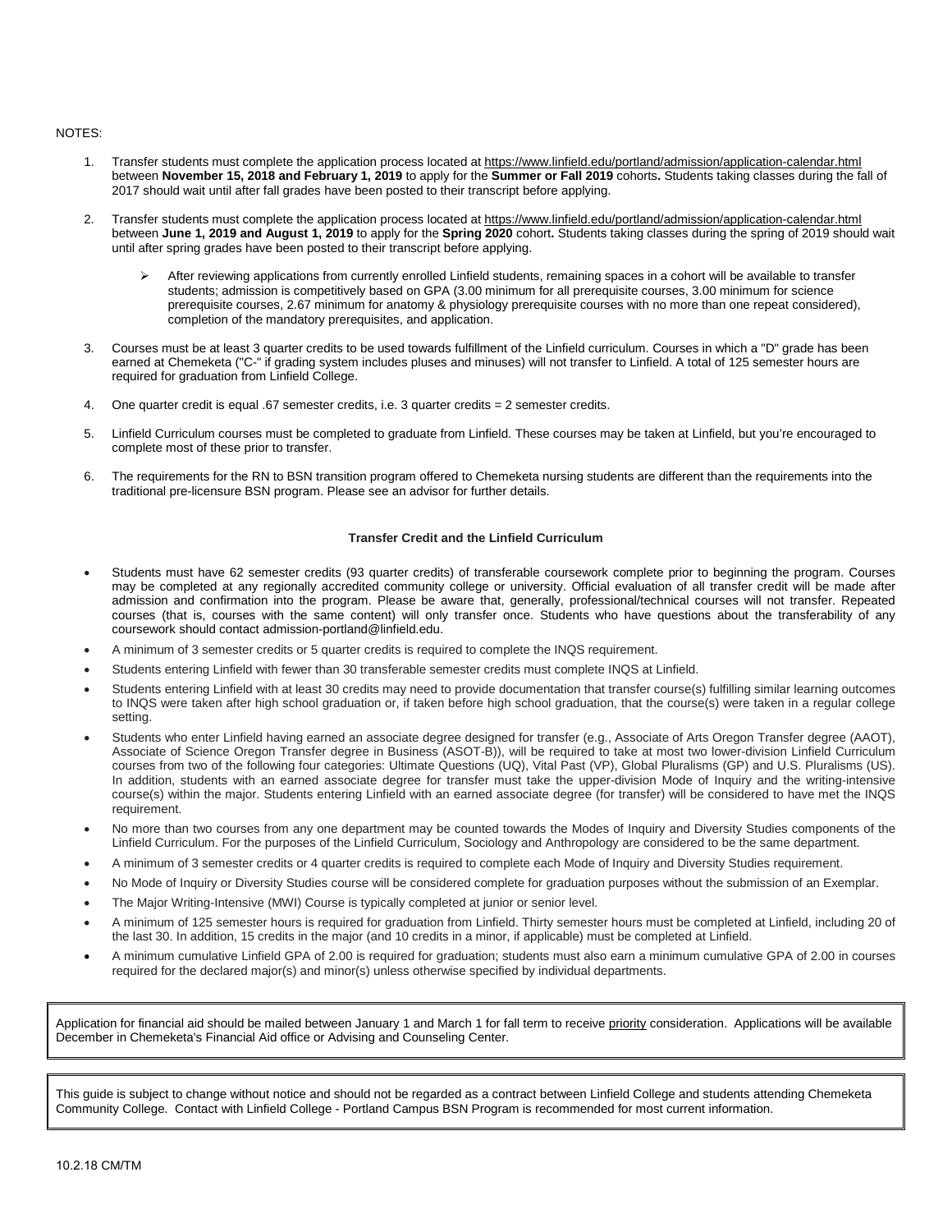NOTES:

1. Transfer students must complete the application process located at https://www.linfield.edu/portland/admission/application-calendar.html between **November 15, 2018 and February 1, 2019** to apply for the **Summer or Fall 2019** cohorts**.** Students taking classes during the fall of 2017 should wait until after fall grades have been posted to their transcript before applying.

2. Transfer students must complete the application process located at https://www.linfield.edu/portland/admission/application-calendar.html between **June 1, 2019 and August 1, 2019** to apply for the **Spring 2020** cohort**.** Students taking classes during the spring of 2019 should wait until after spring grades have been posted to their transcript before applying.

   - After reviewing applications from currently enrolled Linfield students, remaining spaces in a cohort will be available to transfer students; admission is competitively based on GPA (3.00 minimum for all prerequisite courses, 3.00 minimum for science prerequisite courses, 2.67 minimum for anatomy & physiology prerequisite courses with no more than one repeat considered), completion of the mandatory prerequisites, and application.

3. Courses must be at least 3 quarter credits to be used towards fulfillment of the Linfield curriculum. Courses in which a "D" grade has been earned at Chemeketa ("C-" if grading system includes pluses and minuses) will not transfer to Linfield. A total of 125 semester hours are required for graduation from Linfield College.

4. One quarter credit is equal .67 semester credits, i.e. 3 quarter credits = 2 semester credits.

5. Linfield Curriculum courses must be completed to graduate from Linfield. These courses may be taken at Linfield, but you're encouraged to complete most of these prior to transfer.

6. The requirements for the RN to BSN transition program offered to Chemeketa nursing students are different than the requirements into the traditional pre-licensure BSN program. Please see an advisor for further details.

**Transfer Credit and the Linfield Curriculum**

- Students must have 62 semester credits (93 quarter credits) of transferable coursework complete prior to beginning the program. Courses may be completed at any regionally accredited community college or university. Official evaluation of all transfer credit will be made after admission and confirmation into the program. Please be aware that, generally, professional/technical courses will not transfer. Repeated courses (that is, courses with the same content) will only transfer once. Students who have questions about the transferability of any coursework should contact admission-portland@linfield.edu.
- A minimum of 3 semester credits or 5 quarter credits is required to complete the INQS requirement.
- Students entering Linfield with fewer than 30 transferable semester credits must complete INQS at Linfield.
- Students entering Linfield with at least 30 credits may need to provide documentation that transfer course(s) fulfilling similar learning outcomes to INQS were taken after high school graduation or, if taken before high school graduation, that the course(s) were taken in a regular college setting.
- Students who enter Linfield having earned an associate degree designed for transfer (e.g., Associate of Arts Oregon Transfer degree (AAOT), Associate of Science Oregon Transfer degree in Business (ASOT-B)), will be required to take at most two lower-division Linfield Curriculum courses from two of the following four categories: Ultimate Questions (UQ), Vital Past (VP), Global Pluralisms (GP) and U.S. Pluralisms (US). In addition, students with an earned associate degree for transfer must take the upper-division Mode of Inquiry and the writing-intensive course(s) within the major. Students entering Linfield with an earned associate degree (for transfer) will be considered to have met the INQS requirement.
- No more than two courses from any one department may be counted towards the Modes of Inquiry and Diversity Studies components of the Linfield Curriculum. For the purposes of the Linfield Curriculum, Sociology and Anthropology are considered to be the same department.
- A minimum of 3 semester credits or 4 quarter credits is required to complete each Mode of Inquiry and Diversity Studies requirement.
- No Mode of Inquiry or Diversity Studies course will be considered complete for graduation purposes without the submission of an Exemplar.
- The Major Writing-Intensive (MWI) Course is typically completed at junior or senior level.
- A minimum of 125 semester hours is required for graduation from Linfield. Thirty semester hours must be completed at Linfield, including 20 of the last 30. In addition, 15 credits in the major (and 10 credits in a minor, if applicable) must be completed at Linfield.
- A minimum cumulative Linfield GPA of 2.00 is required for graduation; students must also earn a minimum cumulative GPA of 2.00 in courses required for the declared major(s) and minor(s) unless otherwise specified by individual departments.

Application for financial aid should be mailed between January 1 and March 1 for fall term to receive priority consideration. Applications will be available December in Chemeketa's Financial Aid office or Advising and Counseling Center.

This guide is subject to change without notice and should not be regarded as a contract between Linfield College and students attending Chemeketa Community College. Contact with Linfield College - Portland Campus BSN Program is recommended for most current information.

10.2.18 CM/TM